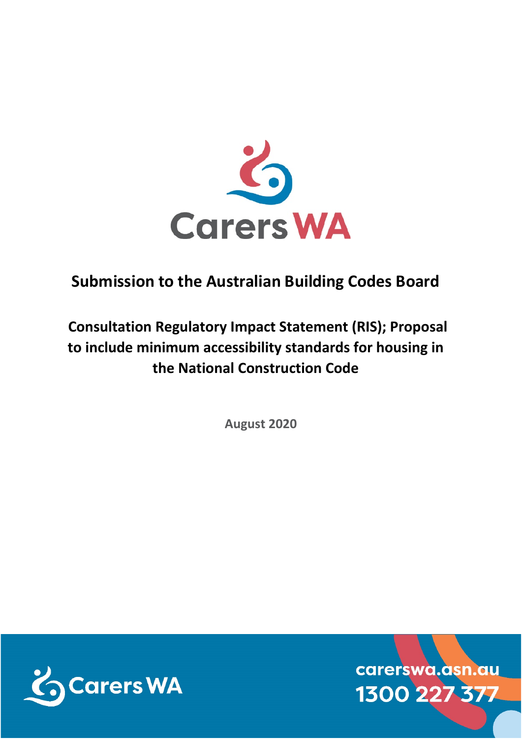# Submission to the Australian Building Codes Board

## Consultation Regulatory Impact Statement (RIS); Proposal to include minimum accessibility standards for housing in the National Construction Code

**August 2020**

carerswa.asn.au
1300 227 377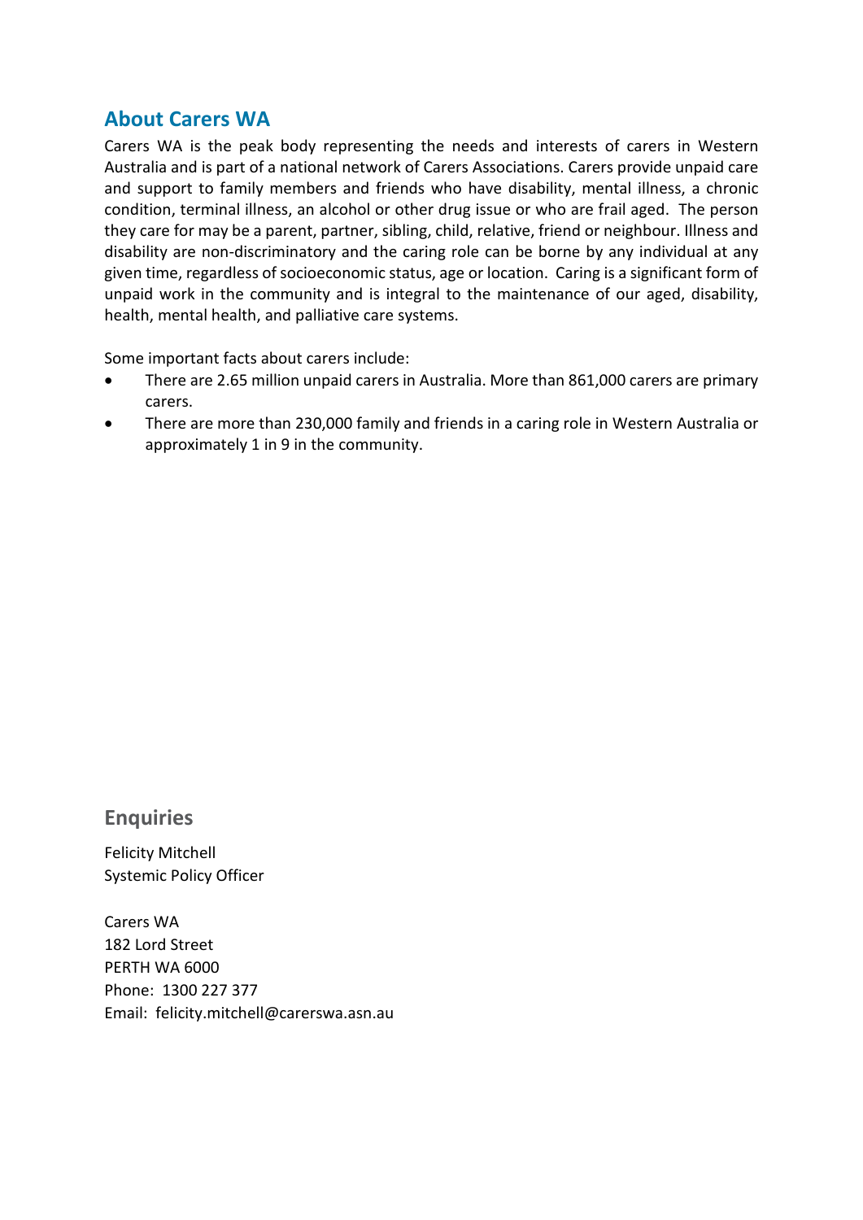## About Carers WA

Carers WA is the peak body representing the needs and interests of carers in Western Australia and is part of a national network of Carers Associations. Carers provide unpaid care and support to family members and friends who have disability, mental illness, a chronic condition, terminal illness, an alcohol or other drug issue or who are frail aged. The person they care for may be a parent, partner, sibling, child, relative, friend or neighbour. Illness and disability are non-discriminatory and the caring role can be borne by any individual at any given time, regardless of socioeconomic status, age or location. Caring is a significant form of unpaid work in the community and is integral to the maintenance of our aged, disability, health, mental health, and palliative care systems.

Some important facts about carers include:

- There are 2.65 million unpaid carers in Australia. More than 861,000 carers are primary carers.
- There are more than 230,000 family and friends in a caring role in Western Australia or approximately 1 in 9 in the community.

## Enquiries

Felicity Mitchell
Systemic Policy Officer

Carers WA
182 Lord Street
PERTH WA 6000
Phone: 1300 227 377
Email: felicity.mitchell@carerswa.asn.au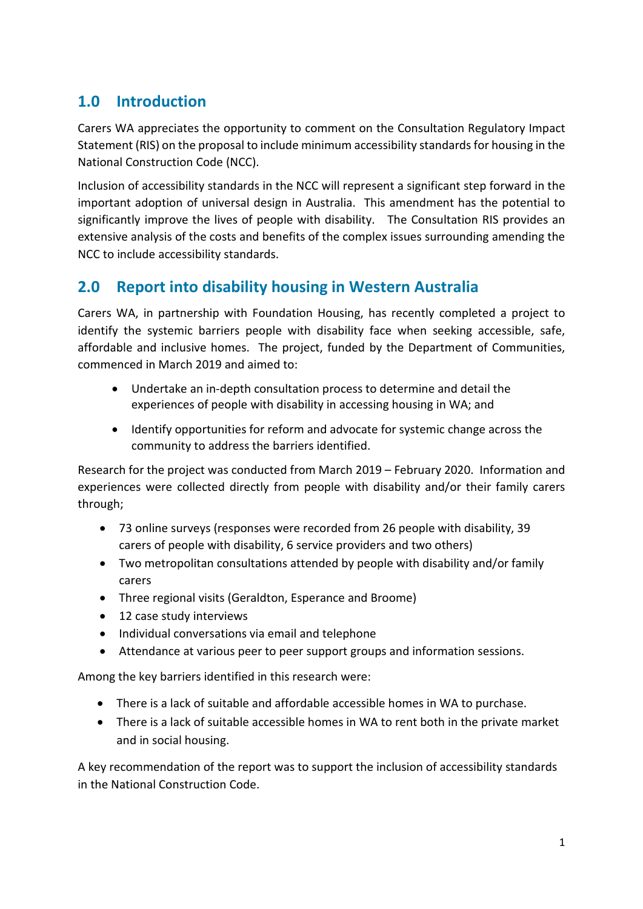## 1.0 Introduction

Carers WA appreciates the opportunity to comment on the Consultation Regulatory Impact Statement (RIS) on the proposal to include minimum accessibility standards for housing in the National Construction Code (NCC).

Inclusion of accessibility standards in the NCC will represent a significant step forward in the important adoption of universal design in Australia. This amendment has the potential to significantly improve the lives of people with disability. The Consultation RIS provides an extensive analysis of the costs and benefits of the complex issues surrounding amending the NCC to include accessibility standards.

## 2.0 Report into disability housing in Western Australia

Carers WA, in partnership with Foundation Housing, has recently completed a project to identify the systemic barriers people with disability face when seeking accessible, safe, affordable and inclusive homes. The project, funded by the Department of Communities, commenced in March 2019 and aimed to:

- Undertake an in-depth consultation process to determine and detail the experiences of people with disability in accessing housing in WA; and
- Identify opportunities for reform and advocate for systemic change across the community to address the barriers identified.

Research for the project was conducted from March 2019 – February 2020. Information and experiences were collected directly from people with disability and/or their family carers through;

- 73 online surveys (responses were recorded from 26 people with disability, 39 carers of people with disability, 6 service providers and two others)
- Two metropolitan consultations attended by people with disability and/or family carers
- Three regional visits (Geraldton, Esperance and Broome)
- 12 case study interviews
- Individual conversations via email and telephone
- Attendance at various peer to peer support groups and information sessions.

Among the key barriers identified in this research were:

- There is a lack of suitable and affordable accessible homes in WA to purchase.
- There is a lack of suitable accessible homes in WA to rent both in the private market and in social housing.

A key recommendation of the report was to support the inclusion of accessibility standards in the National Construction Code.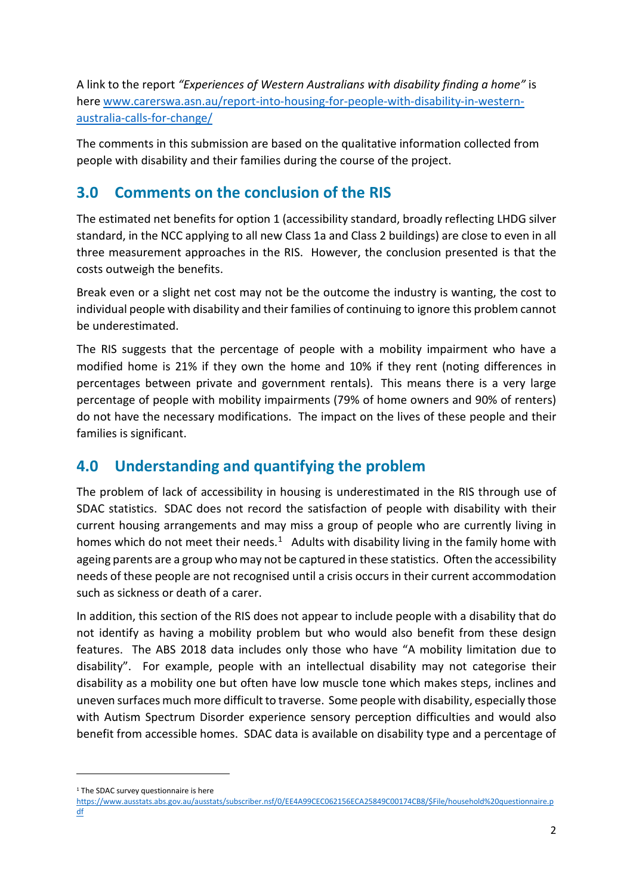A link to the report *"Experiences of Western Australians with disability finding a home"* is here [www.carerswa.asn.au/report-into-housing-for-people-with-disability-in-western-australia-calls-for-change/](http://www.carerswa.asn.au/report-into-housing-for-people-with-disability-in-western-australia-calls-for-change/)

The comments in this submission are based on the qualitative information collected from people with disability and their families during the course of the project.

## 3.0 Comments on the conclusion of the RIS

The estimated net benefits for option 1 (accessibility standard, broadly reflecting LHDG silver standard, in the NCC applying to all new Class 1a and Class 2 buildings) are close to even in all three measurement approaches in the RIS. However, the conclusion presented is that the costs outweigh the benefits.

Break even or a slight net cost may not be the outcome the industry is wanting, the cost to individual people with disability and their families of continuing to ignore this problem cannot be underestimated.

The RIS suggests that the percentage of people with a mobility impairment who have a modified home is 21% if they own the home and 10% if they rent (noting differences in percentages between private and government rentals). This means there is a very large percentage of people with mobility impairments (79% of home owners and 90% of renters) do not have the necessary modifications. The impact on the lives of these people and their families is significant.

## 4.0 Understanding and quantifying the problem

The problem of lack of accessibility in housing is underestimated in the RIS through use of SDAC statistics. SDAC does not record the satisfaction of people with disability with their current housing arrangements and may miss a group of people who are currently living in homes which do not meet their needs.[1] Adults with disability living in the family home with ageing parents are a group who may not be captured in these statistics. Often the accessibility needs of these people are not recognised until a crisis occurs in their current accommodation such as sickness or death of a carer.

In addition, this section of the RIS does not appear to include people with a disability that do not identify as having a mobility problem but who would also benefit from these design features. The ABS 2018 data includes only those who have "A mobility limitation due to disability". For example, people with an intellectual disability may not categorise their disability as a mobility one but often have low muscle tone which makes steps, inclines and uneven surfaces much more difficult to traverse. Some people with disability, especially those with Autism Spectrum Disorder experience sensory perception difficulties and would also benefit from accessible homes. SDAC data is available on disability type and a percentage of

---

[1] The SDAC survey questionnaire is here [https://www.ausstats.abs.gov.au/ausstats/subscriber.nsf/0/EE4A99CEC062156ECA25849C00174CB8/$File/household%20questionnaire.pdf](https://www.ausstats.abs.gov.au/ausstats/subscriber.nsf/0/EE4A99CEC062156ECA25849C00174CB8/$File/household%20questionnaire.pdf)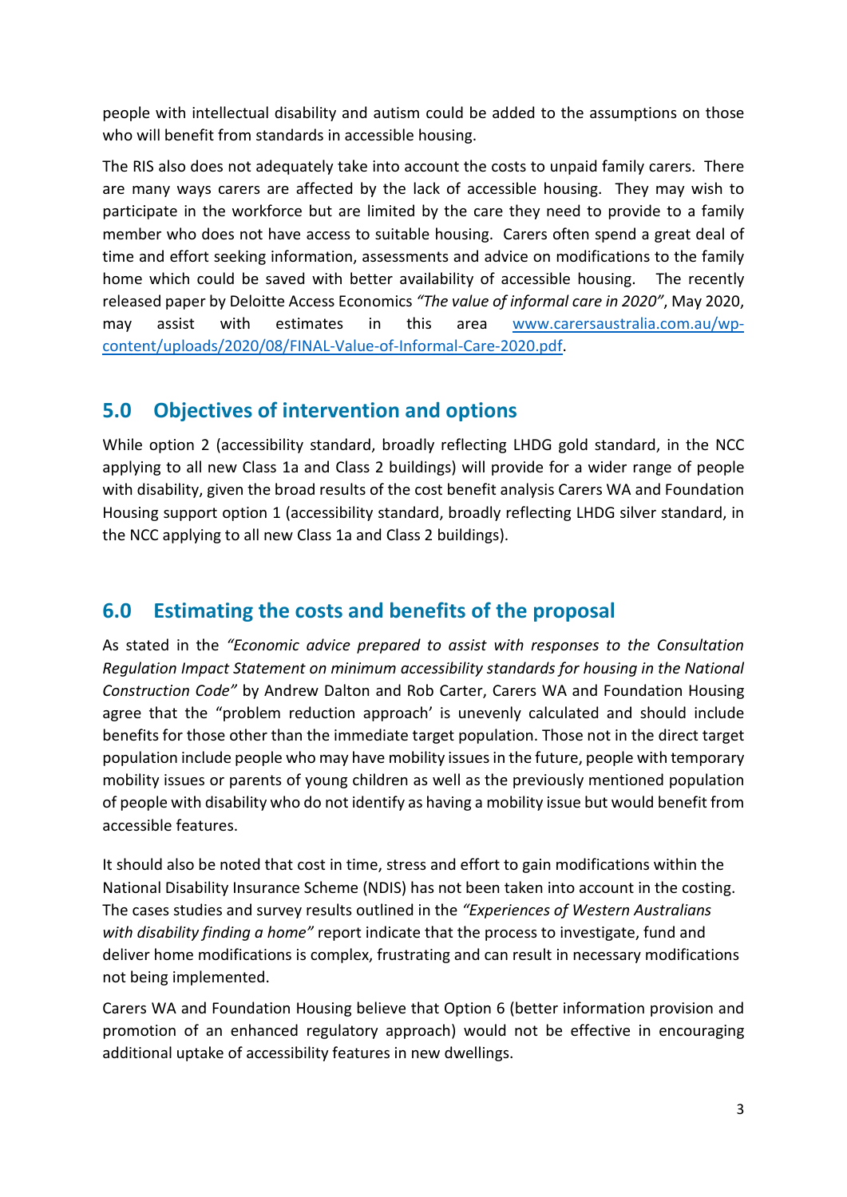people with intellectual disability and autism could be added to the assumptions on those who will benefit from standards in accessible housing.

The RIS also does not adequately take into account the costs to unpaid family carers. There are many ways carers are affected by the lack of accessible housing. They may wish to participate in the workforce but are limited by the care they need to provide to a family member who does not have access to suitable housing. Carers often spend a great deal of time and effort seeking information, assessments and advice on modifications to the family home which could be saved with better availability of accessible housing. The recently released paper by Deloitte Access Economics *"The value of informal care in 2020"*, May 2020, may assist with estimates in this area [www.carersaustralia.com.au/wp-content/uploads/2020/08/FINAL-Value-of-Informal-Care-2020.pdf](www.carersaustralia.com.au/wp-content/uploads/2020/08/FINAL-Value-of-Informal-Care-2020.pdf).

## 5.0 Objectives of intervention and options

While option 2 (accessibility standard, broadly reflecting LHDG gold standard, in the NCC applying to all new Class 1a and Class 2 buildings) will provide for a wider range of people with disability, given the broad results of the cost benefit analysis Carers WA and Foundation Housing support option 1 (accessibility standard, broadly reflecting LHDG silver standard, in the NCC applying to all new Class 1a and Class 2 buildings).

## 6.0 Estimating the costs and benefits of the proposal

As stated in the *"Economic advice prepared to assist with responses to the Consultation Regulation Impact Statement on minimum accessibility standards for housing in the National Construction Code"* by Andrew Dalton and Rob Carter, Carers WA and Foundation Housing agree that the "problem reduction approach' is unevenly calculated and should include benefits for those other than the immediate target population. Those not in the direct target population include people who may have mobility issues in the future, people with temporary mobility issues or parents of young children as well as the previously mentioned population of people with disability who do not identify as having a mobility issue but would benefit from accessible features.

It should also be noted that cost in time, stress and effort to gain modifications within the National Disability Insurance Scheme (NDIS) has not been taken into account in the costing. The cases studies and survey results outlined in the *"Experiences of Western Australians with disability finding a home"* report indicate that the process to investigate, fund and deliver home modifications is complex, frustrating and can result in necessary modifications not being implemented.

Carers WA and Foundation Housing believe that Option 6 (better information provision and promotion of an enhanced regulatory approach) would not be effective in encouraging additional uptake of accessibility features in new dwellings.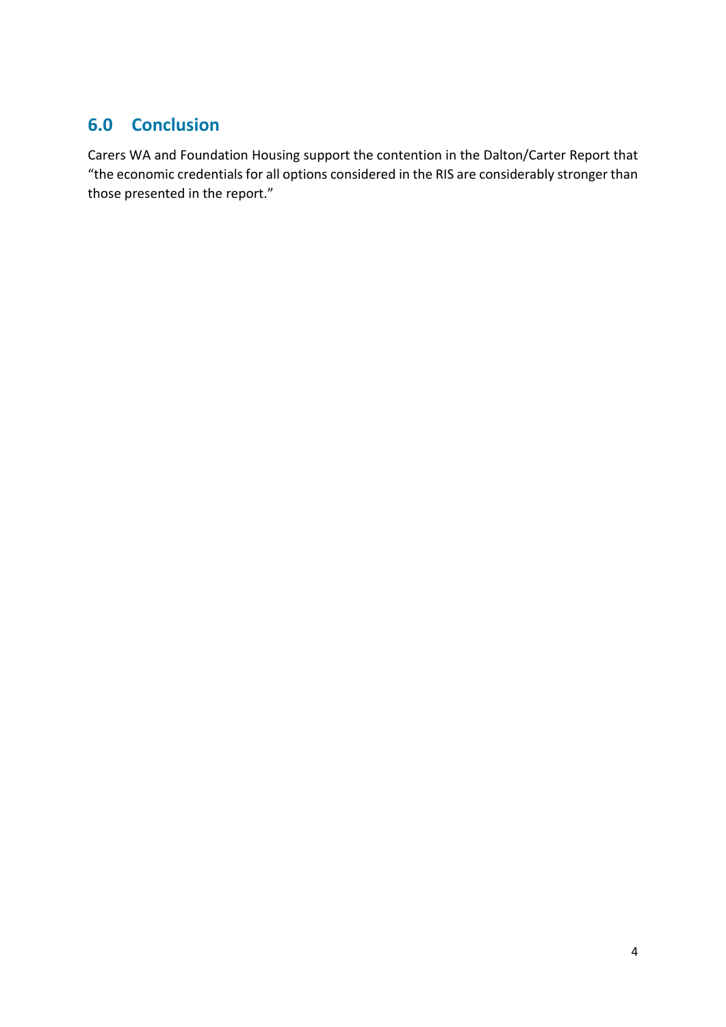## 6.0 Conclusion

Carers WA and Foundation Housing support the contention in the Dalton/Carter Report that "the economic credentials for all options considered in the RIS are considerably stronger than those presented in the report."